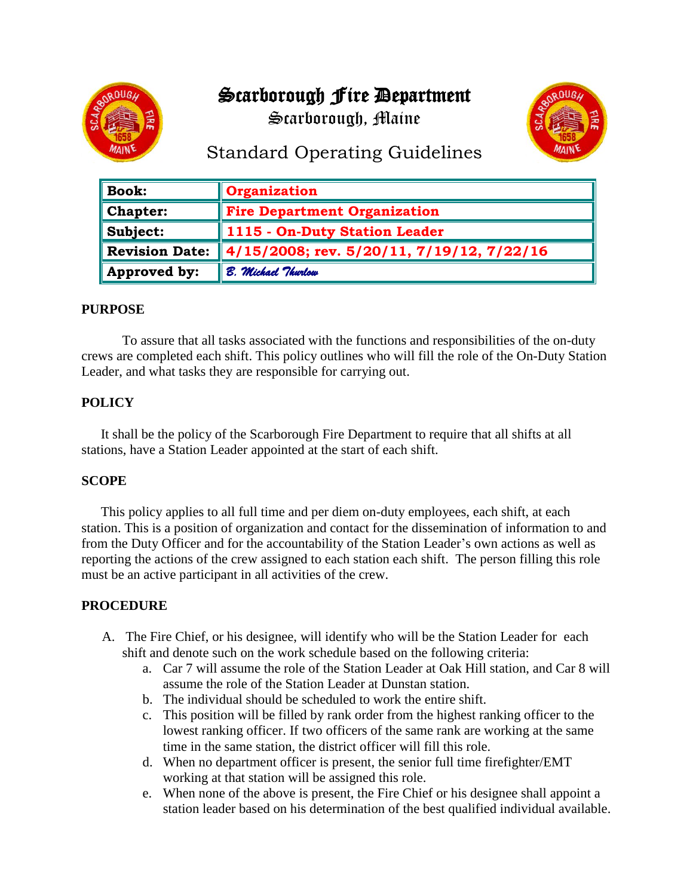# Scarborough Fire Department

Scarborough, Maine

## Standard Operating Guidelines

| **Book:** | **Organization** |
|---|---|
| **Chapter:** | **Fire Department Organization** |
| **Subject:** | **1115 - On-Duty Station Leader** |
| **Revision Date:** | **4/15/2008; rev. 5/20/11, 7/19/12, 7/22/16** |
| **Approved by:** | *B. Michael Thurlow* |

**PURPOSE**

To assure that all tasks associated with the functions and responsibilities of the on-duty crews are completed each shift. This policy outlines who will fill the role of the On-Duty Station Leader, and what tasks they are responsible for carrying out.

**POLICY**

It shall be the policy of the Scarborough Fire Department to require that all shifts at all stations, have a Station Leader appointed at the start of each shift.

**SCOPE**

This policy applies to all full time and per diem on-duty employees, each shift, at each station. This is a position of organization and contact for the dissemination of information to and from the Duty Officer and for the accountability of the Station Leader's own actions as well as reporting the actions of the crew assigned to each station each shift. The person filling this role must be an active participant in all activities of the crew.

**PROCEDURE**

A. The Fire Chief, or his designee, will identify who will be the Station Leader for each shift and denote such on the work schedule based on the following criteria:
   a. Car 7 will assume the role of the Station Leader at Oak Hill station, and Car 8 will assume the role of the Station Leader at Dunstan station.
   b. The individual should be scheduled to work the entire shift.
   c. This position will be filled by rank order from the highest ranking officer to the lowest ranking officer. If two officers of the same rank are working at the same time in the same station, the district officer will fill this role.
   d. When no department officer is present, the senior full time firefighter/EMT working at that station will be assigned this role.
   e. When none of the above is present, the Fire Chief or his designee shall appoint a station leader based on his determination of the best qualified individual available.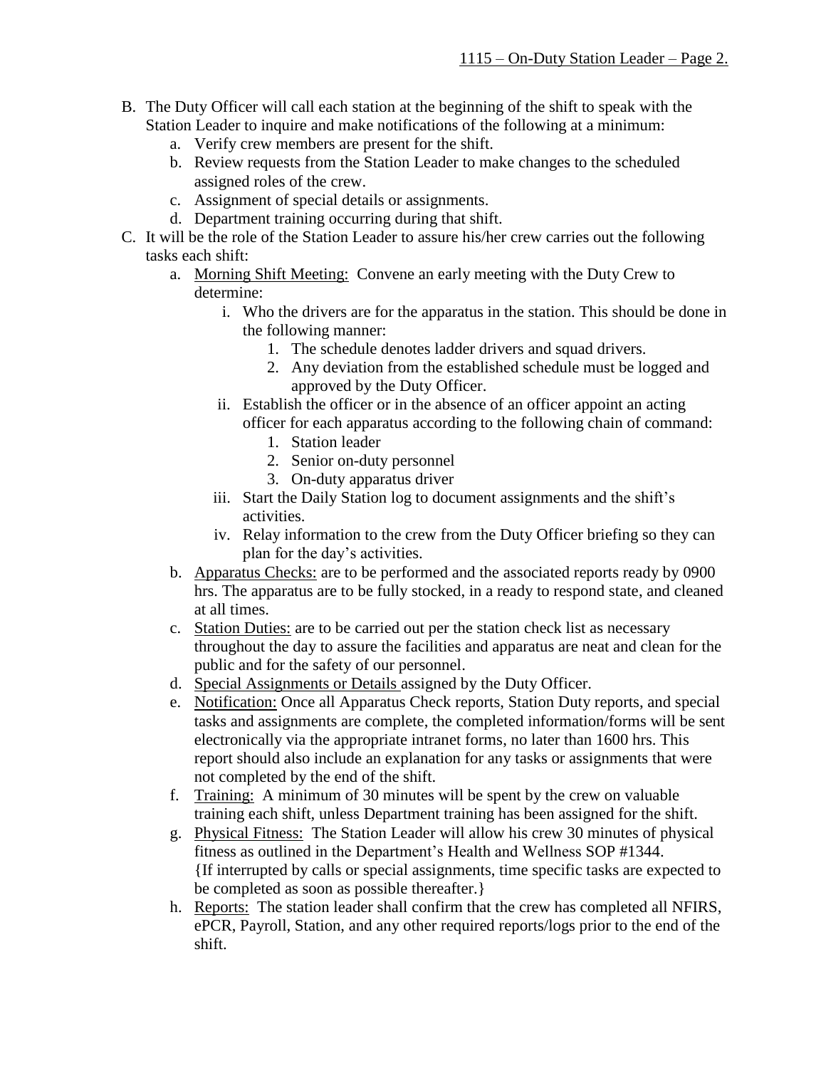B. The Duty Officer will call each station at the beginning of the shift to speak with the Station Leader to inquire and make notifications of the following at a minimum:
    a. Verify crew members are present for the shift.
    b. Review requests from the Station Leader to make changes to the scheduled assigned roles of the crew.
    c. Assignment of special details or assignments.
    d. Department training occurring during that shift.

C. It will be the role of the Station Leader to assure his/her crew carries out the following tasks each shift:
    a. <u>Morning Shift Meeting:</u> Convene an early meeting with the Duty Crew to determine:
        i. Who the drivers are for the apparatus in the station. This should be done in the following manner:
            1. The schedule denotes ladder drivers and squad drivers.
            2. Any deviation from the established schedule must be logged and approved by the Duty Officer.
        ii. Establish the officer or in the absence of an officer appoint an acting officer for each apparatus according to the following chain of command:
            1. Station leader
            2. Senior on-duty personnel
            3. On-duty apparatus driver
        iii. Start the Daily Station log to document assignments and the shift's activities.
        iv. Relay information to the crew from the Duty Officer briefing so they can plan for the day's activities.
    b. <u>Apparatus Checks:</u> are to be performed and the associated reports ready by 0900 hrs. The apparatus are to be fully stocked, in a ready to respond state, and cleaned at all times.
    c. <u>Station Duties:</u> are to be carried out per the station check list as necessary throughout the day to assure the facilities and apparatus are neat and clean for the public and for the safety of our personnel.
    d. <u>Special Assignments or Details</u> assigned by the Duty Officer.
    e. <u>Notification:</u> Once all Apparatus Check reports, Station Duty reports, and special tasks and assignments are complete, the completed information/forms will be sent electronically via the appropriate intranet forms, no later than 1600 hrs. This report should also include an explanation for any tasks or assignments that were not completed by the end of the shift.
    f. <u>Training:</u> A minimum of 30 minutes will be spent by the crew on valuable training each shift, unless Department training has been assigned for the shift.
    g. <u>Physical Fitness:</u> The Station Leader will allow his crew 30 minutes of physical fitness as outlined in the Department's Health and Wellness SOP #1344. {If interrupted by calls or special assignments, time specific tasks are expected to be completed as soon as possible thereafter.}
    h. <u>Reports:</u> The station leader shall confirm that the crew has completed all NFIRS, ePCR, Payroll, Station, and any other required reports/logs prior to the end of the shift.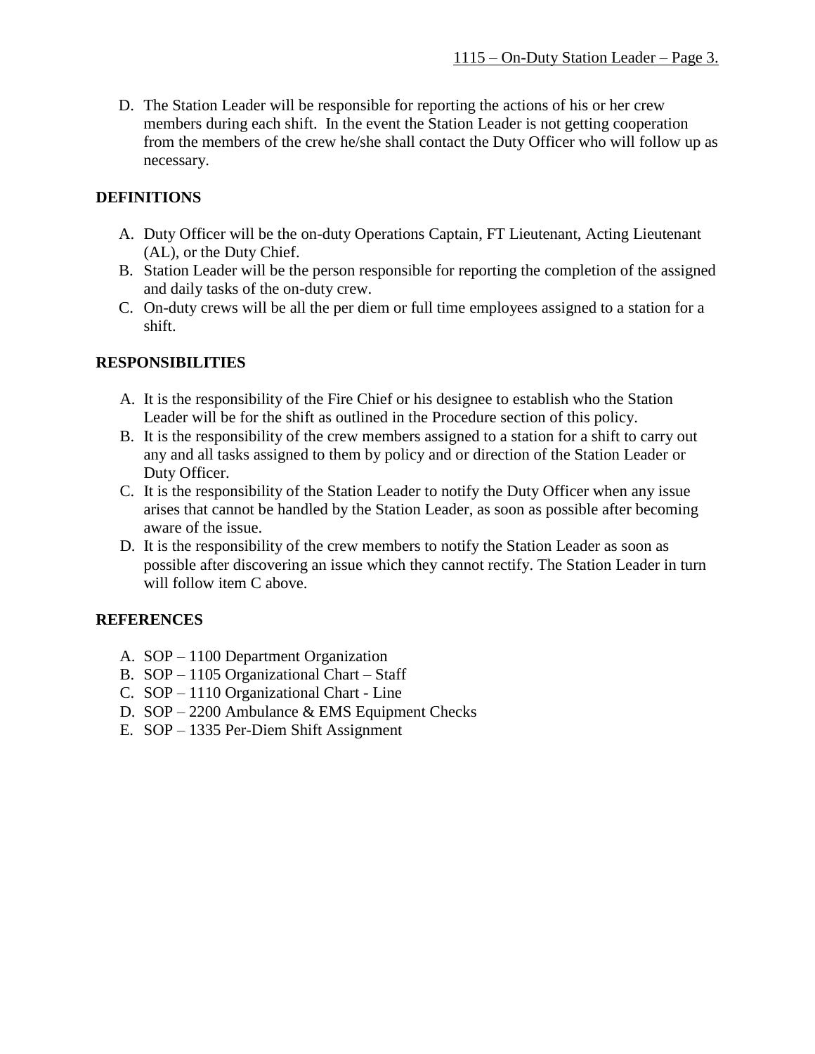D. The Station Leader will be responsible for reporting the actions of his or her crew members during each shift. In the event the Station Leader is not getting cooperation from the members of the crew he/she shall contact the Duty Officer who will follow up as necessary.

## DEFINITIONS

A. Duty Officer will be the on-duty Operations Captain, FT Lieutenant, Acting Lieutenant (AL), or the Duty Chief.
B. Station Leader will be the person responsible for reporting the completion of the assigned and daily tasks of the on-duty crew.
C. On-duty crews will be all the per diem or full time employees assigned to a station for a shift.

## RESPONSIBILITIES

A. It is the responsibility of the Fire Chief or his designee to establish who the Station Leader will be for the shift as outlined in the Procedure section of this policy.
B. It is the responsibility of the crew members assigned to a station for a shift to carry out any and all tasks assigned to them by policy and or direction of the Station Leader or Duty Officer.
C. It is the responsibility of the Station Leader to notify the Duty Officer when any issue arises that cannot be handled by the Station Leader, as soon as possible after becoming aware of the issue.
D. It is the responsibility of the crew members to notify the Station Leader as soon as possible after discovering an issue which they cannot rectify. The Station Leader in turn will follow item C above.

## REFERENCES

A. SOP – 1100 Department Organization
B. SOP – 1105 Organizational Chart – Staff
C. SOP – 1110 Organizational Chart - Line
D. SOP – 2200 Ambulance & EMS Equipment Checks
E. SOP – 1335 Per-Diem Shift Assignment